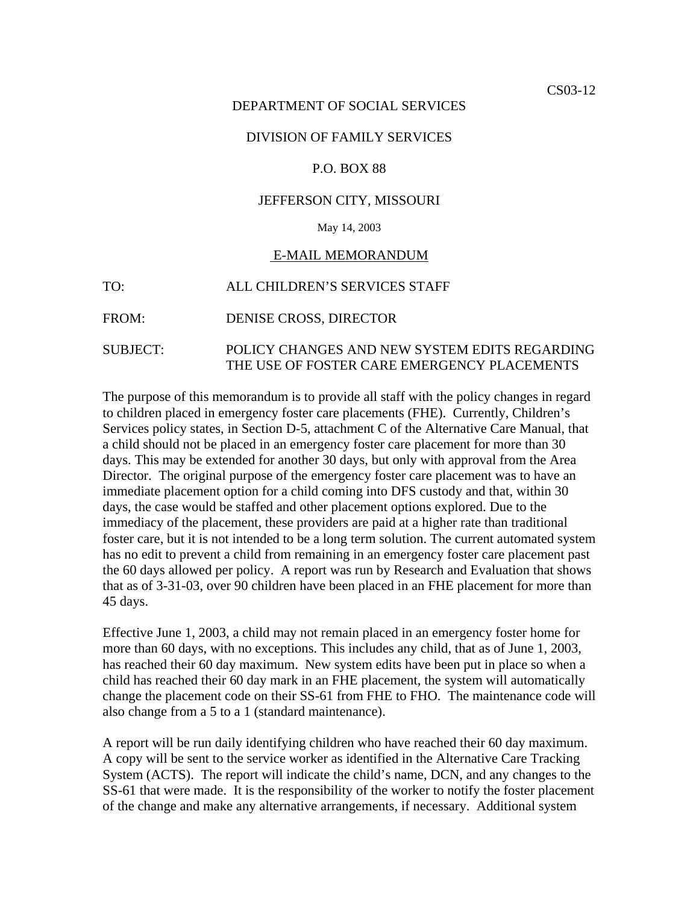CS03-12

DEPARTMENT OF SOCIAL SERVICES

DIVISION OF FAMILY SERVICES

P.O. BOX 88

JEFFERSON CITY, MISSOURI

May 14, 2003

E-MAIL MEMORANDUM

TO: ALL CHILDREN'S SERVICES STAFF

FROM: DENISE CROSS, DIRECTOR

SUBJECT: POLICY CHANGES AND NEW SYSTEM EDITS REGARDING THE USE OF FOSTER CARE EMERGENCY PLACEMENTS

The purpose of this memorandum is to provide all staff with the policy changes in regard to children placed in emergency foster care placements (FHE). Currently, Children's Services policy states, in Section D-5, attachment C of the Alternative Care Manual, that a child should not be placed in an emergency foster care placement for more than 30 days. This may be extended for another 30 days, but only with approval from the Area Director. The original purpose of the emergency foster care placement was to have an immediate placement option for a child coming into DFS custody and that, within 30 days, the case would be staffed and other placement options explored. Due to the immediacy of the placement, these providers are paid at a higher rate than traditional foster care, but it is not intended to be a long term solution. The current automated system has no edit to prevent a child from remaining in an emergency foster care placement past the 60 days allowed per policy. A report was run by Research and Evaluation that shows that as of 3-31-03, over 90 children have been placed in an FHE placement for more than 45 days.

Effective June 1, 2003, a child may not remain placed in an emergency foster home for more than 60 days, with no exceptions. This includes any child, that as of June 1, 2003, has reached their 60 day maximum. New system edits have been put in place so when a child has reached their 60 day mark in an FHE placement, the system will automatically change the placement code on their SS-61 from FHE to FHO. The maintenance code will also change from a 5 to a 1 (standard maintenance).

A report will be run daily identifying children who have reached their 60 day maximum. A copy will be sent to the service worker as identified in the Alternative Care Tracking System (ACTS). The report will indicate the child's name, DCN, and any changes to the SS-61 that were made. It is the responsibility of the worker to notify the foster placement of the change and make any alternative arrangements, if necessary. Additional system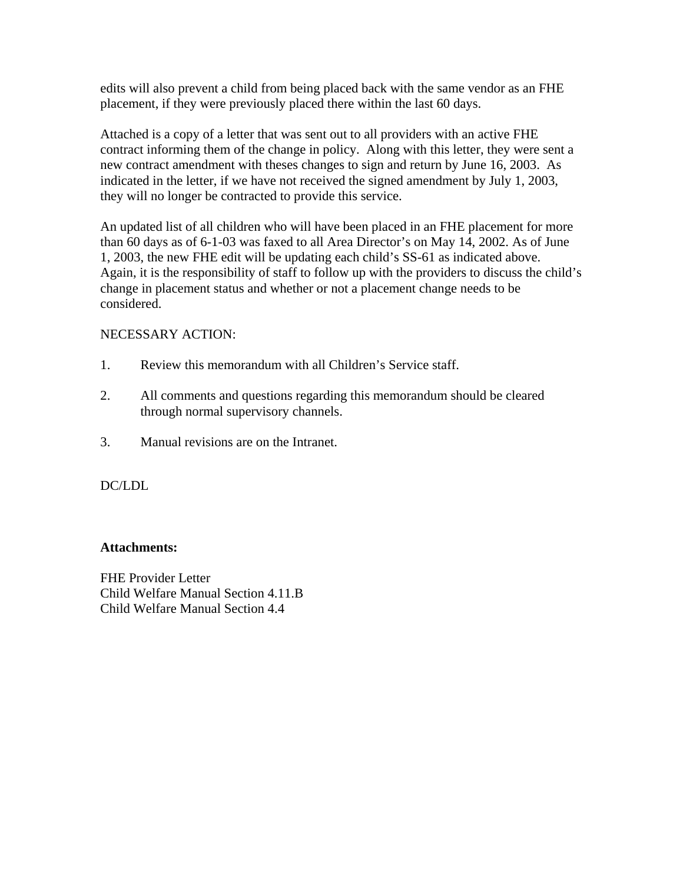edits will also prevent a child from being placed back with the same vendor as an FHE placement, if they were previously placed there within the last 60 days.

Attached is a copy of a letter that was sent out to all providers with an active FHE contract informing them of the change in policy. Along with this letter, they were sent a new contract amendment with theses changes to sign and return by June 16, 2003. As indicated in the letter, if we have not received the signed amendment by July 1, 2003, they will no longer be contracted to provide this service.

An updated list of all children who will have been placed in an FHE placement for more than 60 days as of 6-1-03 was faxed to all Area Director's on May 14, 2002. As of June 1, 2003, the new FHE edit will be updating each child's SS-61 as indicated above. Again, it is the responsibility of staff to follow up with the providers to discuss the child's change in placement status and whether or not a placement change needs to be considered.

NECESSARY ACTION:

1. Review this memorandum with all Children's Service staff.

2. All comments and questions regarding this memorandum should be cleared through normal supervisory channels.

3. Manual revisions are on the Intranet.

DC/LDL

**Attachments:**

FHE Provider Letter
Child Welfare Manual Section 4.11.B
Child Welfare Manual Section 4.4